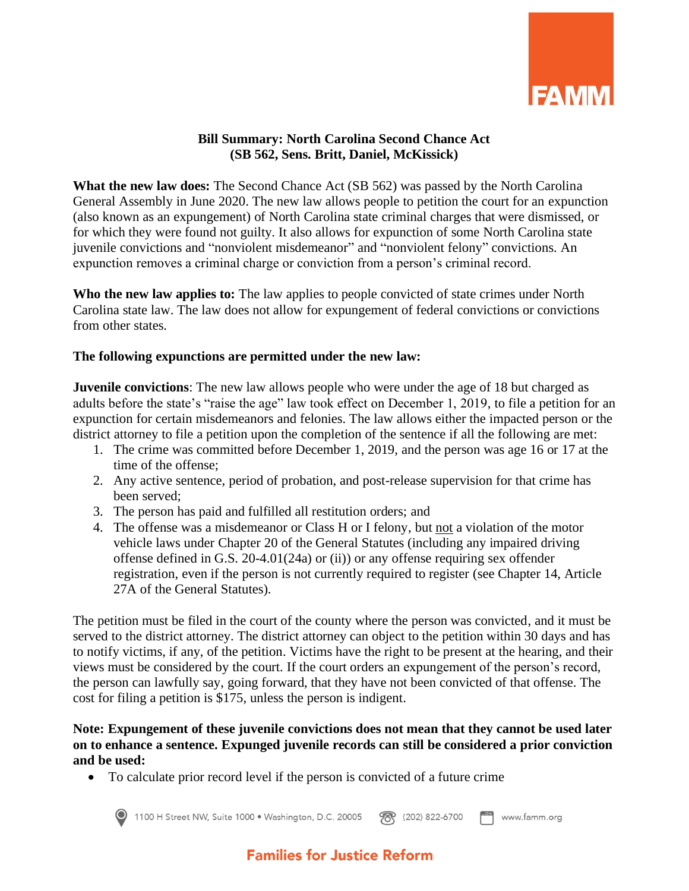**Bill Summary: North Carolina Second Chance Act**
**(SB 562, Sens. Britt, Daniel, McKissick)**

**What the new law does:** The Second Chance Act (SB 562) was passed by the North Carolina General Assembly in June 2020. The new law allows people to petition the court for an expunction (also known as an expungement) of North Carolina state criminal charges that were dismissed, or for which they were found not guilty. It also allows for expunction of some North Carolina state juvenile convictions and "nonviolent misdemeanor" and "nonviolent felony" convictions. An expunction removes a criminal charge or conviction from a person's criminal record.

**Who the new law applies to:** The law applies to people convicted of state crimes under North Carolina state law. The law does not allow for expungement of federal convictions or convictions from other states.

**The following expunctions are permitted under the new law:**

**Juvenile convictions**: The new law allows people who were under the age of 18 but charged as adults before the state's "raise the age" law took effect on December 1, 2019, to file a petition for an expunction for certain misdemeanors and felonies. The law allows either the impacted person or the district attorney to file a petition upon the completion of the sentence if all the following are met:

1. The crime was committed before December 1, 2019, and the person was age 16 or 17 at the time of the offense;
2. Any active sentence, period of probation, and post-release supervision for that crime has been served;
3. The person has paid and fulfilled all restitution orders; and
4. The offense was a misdemeanor or Class H or I felony, but <u>not</u> a violation of the motor vehicle laws under Chapter 20 of the General Statutes (including any impaired driving offense defined in G.S. 20-4.01(24a) or (ii)) or any offense requiring sex offender registration, even if the person is not currently required to register (see Chapter 14, Article 27A of the General Statutes).

The petition must be filed in the court of the county where the person was convicted, and it must be served to the district attorney. The district attorney can object to the petition within 30 days and has to notify victims, if any, of the petition. Victims have the right to be present at the hearing, and their views must be considered by the court. If the court orders an expungement of the person's record, the person can lawfully say, going forward, that they have not been convicted of that offense. The cost for filing a petition is $175, unless the person is indigent.

**Note: Expungement of these juvenile convictions does not mean that they cannot be used later on to enhance a sentence. Expunged juvenile records can still be considered a prior conviction and be used:**

- To calculate prior record level if the person is convicted of a future crime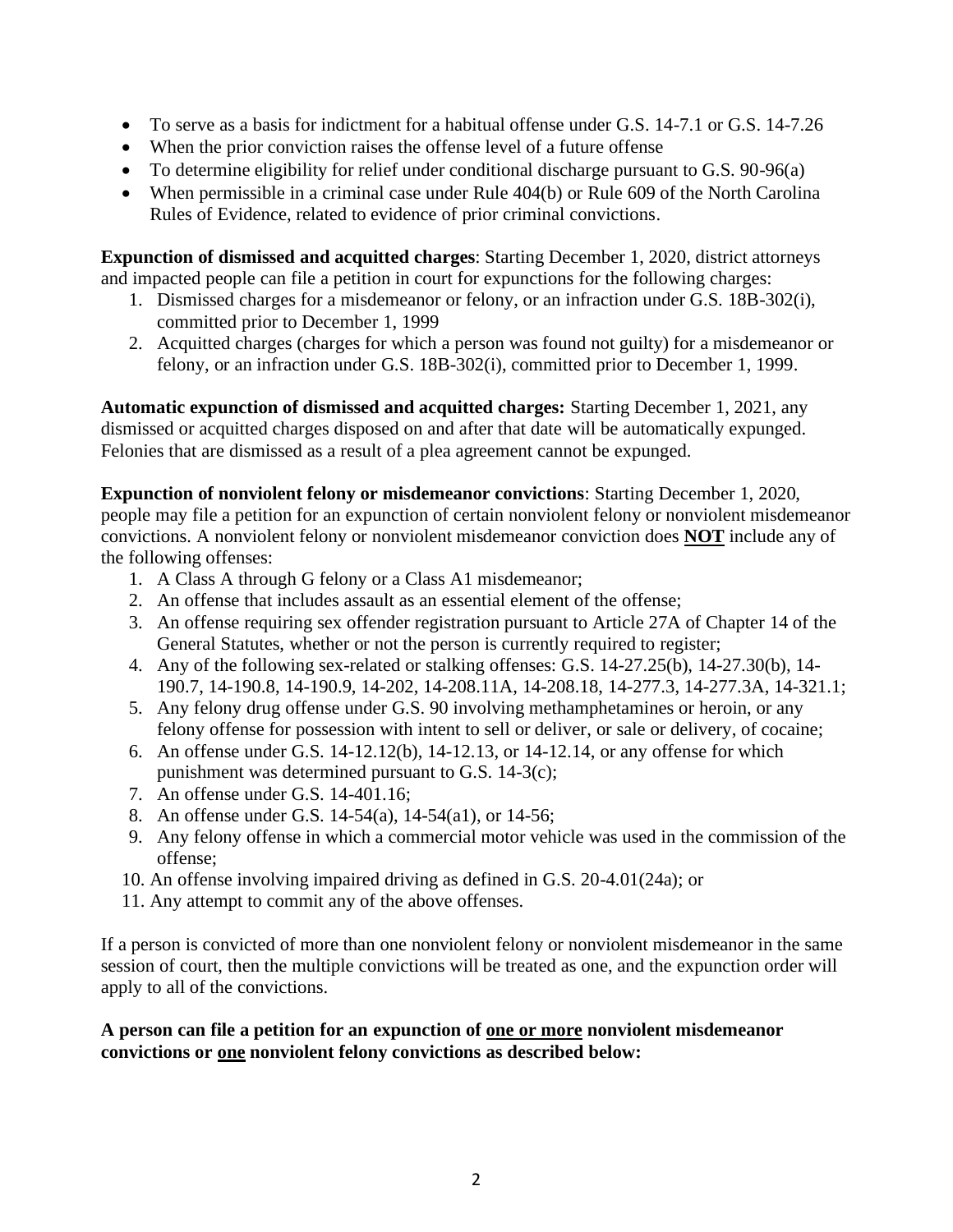- To serve as a basis for indictment for a habitual offense under G.S. 14-7.1 or G.S. 14-7.26
- When the prior conviction raises the offense level of a future offense
- To determine eligibility for relief under conditional discharge pursuant to G.S. 90-96(a)
- When permissible in a criminal case under Rule 404(b) or Rule 609 of the North Carolina Rules of Evidence, related to evidence of prior criminal convictions.

**Expunction of dismissed and acquitted charges**: Starting December 1, 2020, district attorneys and impacted people can file a petition in court for expunctions for the following charges:

1. Dismissed charges for a misdemeanor or felony, or an infraction under G.S. 18B-302(i), committed prior to December 1, 1999
2. Acquitted charges (charges for which a person was found not guilty) for a misdemeanor or felony, or an infraction under G.S. 18B-302(i), committed prior to December 1, 1999.

**Automatic expunction of dismissed and acquitted charges:** Starting December 1, 2021, any dismissed or acquitted charges disposed on and after that date will be automatically expunged. Felonies that are dismissed as a result of a plea agreement cannot be expunged.

**Expunction of nonviolent felony or misdemeanor convictions**: Starting December 1, 2020, people may file a petition for an expunction of certain nonviolent felony or nonviolent misdemeanor convictions. A nonviolent felony or nonviolent misdemeanor conviction does <u>**NOT**</u> include any of the following offenses:

1. A Class A through G felony or a Class A1 misdemeanor;
2. An offense that includes assault as an essential element of the offense;
3. An offense requiring sex offender registration pursuant to Article 27A of Chapter 14 of the General Statutes, whether or not the person is currently required to register;
4. Any of the following sex-related or stalking offenses: G.S. 14-27.25(b), 14-27.30(b), 14-190.7, 14-190.8, 14-190.9, 14-202, 14-208.11A, 14-208.18, 14-277.3, 14-277.3A, 14-321.1;
5. Any felony drug offense under G.S. 90 involving methamphetamines or heroin, or any felony offense for possession with intent to sell or deliver, or sale or delivery, of cocaine;
6. An offense under G.S. 14-12.12(b), 14-12.13, or 14-12.14, or any offense for which punishment was determined pursuant to G.S. 14-3(c);
7. An offense under G.S. 14-401.16;
8. An offense under G.S. 14-54(a), 14-54(a1), or 14-56;
9. Any felony offense in which a commercial motor vehicle was used in the commission of the offense;
10. An offense involving impaired driving as defined in G.S. 20-4.01(24a); or
11. Any attempt to commit any of the above offenses.

If a person is convicted of more than one nonviolent felony or nonviolent misdemeanor in the same session of court, then the multiple convictions will be treated as one, and the expunction order will apply to all of the convictions.

**A person can file a petition for an expunction of <u>one or more</u> nonviolent misdemeanor convictions or <u>one</u> nonviolent felony convictions as described below:**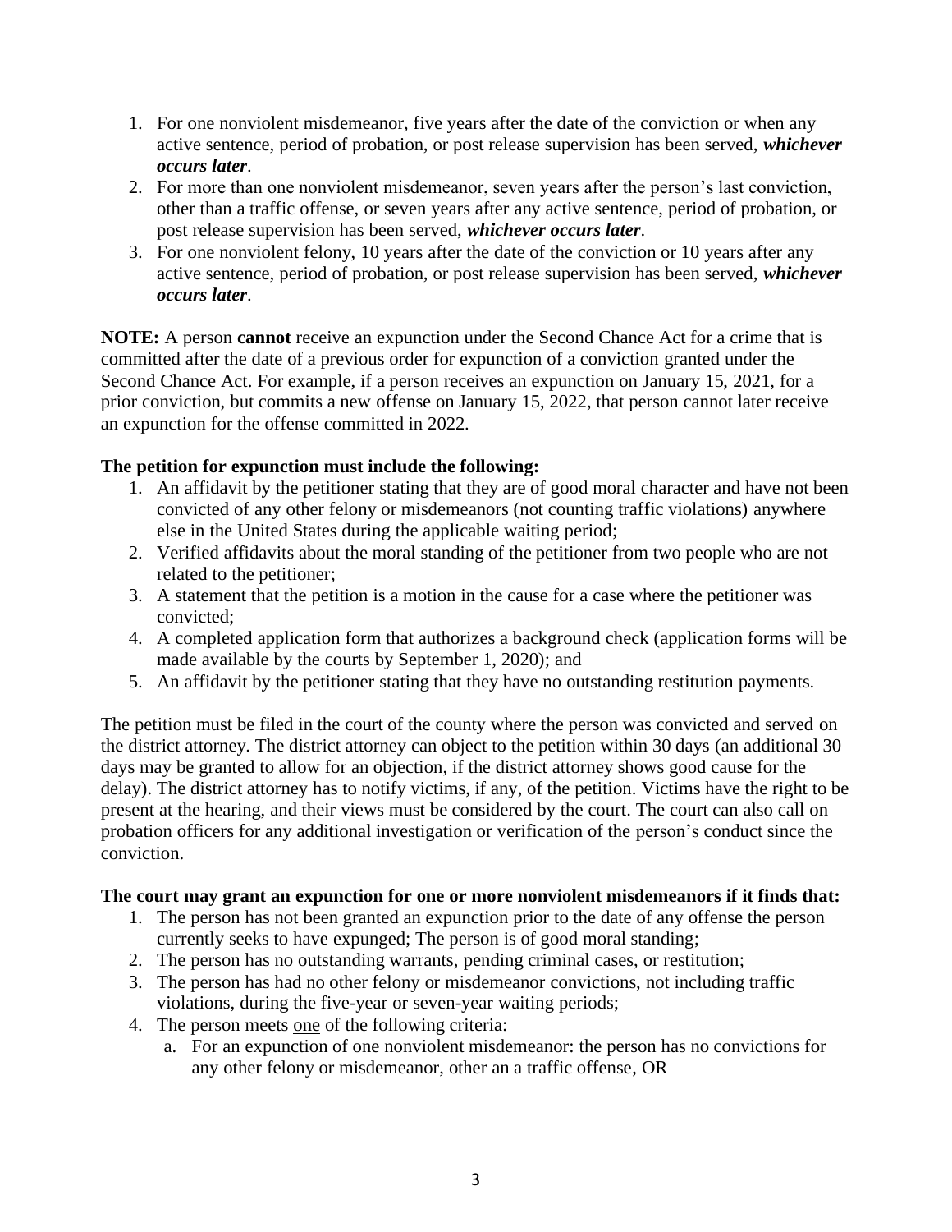1. For one nonviolent misdemeanor, five years after the date of the conviction or when any active sentence, period of probation, or post release supervision has been served, ***whichever occurs later***.
2. For more than one nonviolent misdemeanor, seven years after the person's last conviction, other than a traffic offense, or seven years after any active sentence, period of probation, or post release supervision has been served, ***whichever occurs later***.
3. For one nonviolent felony, 10 years after the date of the conviction or 10 years after any active sentence, period of probation, or post release supervision has been served, ***whichever occurs later***.

**NOTE:** A person **cannot** receive an expunction under the Second Chance Act for a crime that is committed after the date of a previous order for expunction of a conviction granted under the Second Chance Act. For example, if a person receives an expunction on January 15, 2021, for a prior conviction, but commits a new offense on January 15, 2022, that person cannot later receive an expunction for the offense committed in 2022.

**The petition for expunction must include the following:**

1. An affidavit by the petitioner stating that they are of good moral character and have not been convicted of any other felony or misdemeanors (not counting traffic violations) anywhere else in the United States during the applicable waiting period;
2. Verified affidavits about the moral standing of the petitioner from two people who are not related to the petitioner;
3. A statement that the petition is a motion in the cause for a case where the petitioner was convicted;
4. A completed application form that authorizes a background check (application forms will be made available by the courts by September 1, 2020); and
5. An affidavit by the petitioner stating that they have no outstanding restitution payments.

The petition must be filed in the court of the county where the person was convicted and served on the district attorney. The district attorney can object to the petition within 30 days (an additional 30 days may be granted to allow for an objection, if the district attorney shows good cause for the delay). The district attorney has to notify victims, if any, of the petition. Victims have the right to be present at the hearing, and their views must be considered by the court. The court can also call on probation officers for any additional investigation or verification of the person's conduct since the conviction.

**The court may grant an expunction for one or more nonviolent misdemeanors if it finds that:**

1. The person has not been granted an expunction prior to the date of any offense the person currently seeks to have expunged; The person is of good moral standing;
2. The person has no outstanding warrants, pending criminal cases, or restitution;
3. The person has had no other felony or misdemeanor convictions, not including traffic violations, during the five-year or seven-year waiting periods;
4. The person meets <u>one</u> of the following criteria:
   a. For an expunction of one nonviolent misdemeanor: the person has no convictions for any other felony or misdemeanor, other an a traffic offense, OR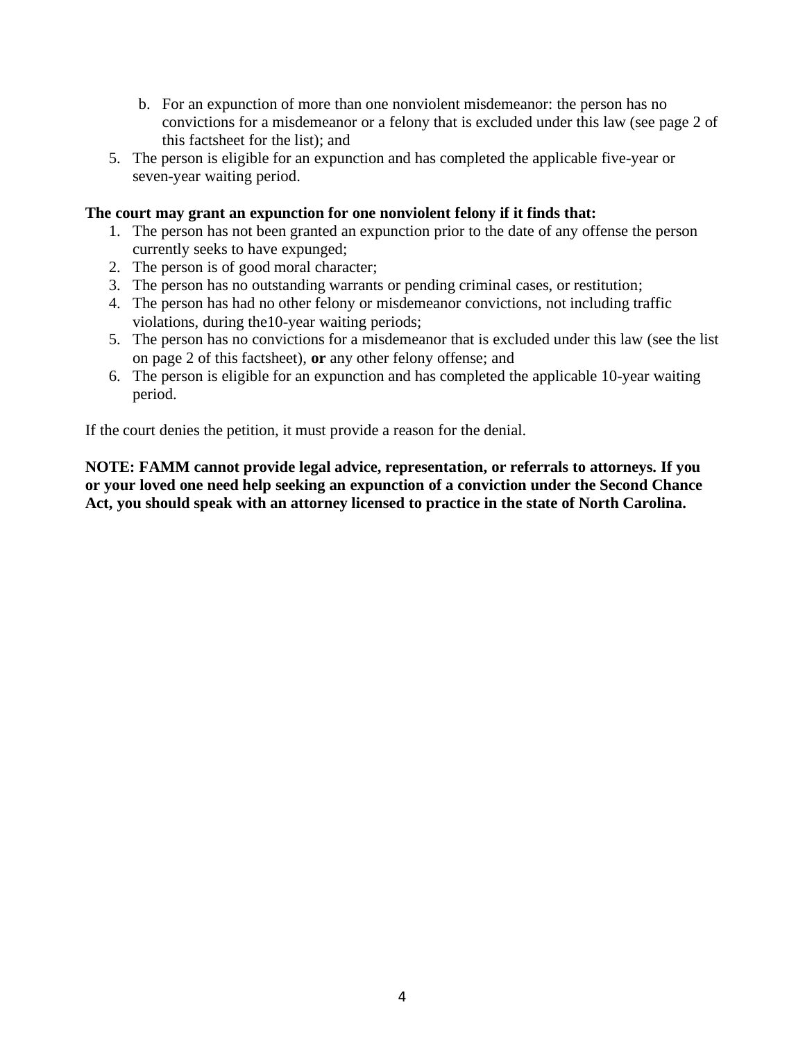b. For an expunction of more than one nonviolent misdemeanor: the person has no convictions for a misdemeanor or a felony that is excluded under this law (see page 2 of this factsheet for the list); and

5. The person is eligible for an expunction and has completed the applicable five-year or seven-year waiting period.

**The court may grant an expunction for one nonviolent felony if it finds that:**

1. The person has not been granted an expunction prior to the date of any offense the person currently seeks to have expunged;
2. The person is of good moral character;
3. The person has no outstanding warrants or pending criminal cases, or restitution;
4. The person has had no other felony or misdemeanor convictions, not including traffic violations, during the10-year waiting periods;
5. The person has no convictions for a misdemeanor that is excluded under this law (see the list on page 2 of this factsheet), **or** any other felony offense; and
6. The person is eligible for an expunction and has completed the applicable 10-year waiting period.

If the court denies the petition, it must provide a reason for the denial.

**NOTE: FAMM cannot provide legal advice, representation, or referrals to attorneys. If you or your loved one need help seeking an expunction of a conviction under the Second Chance Act, you should speak with an attorney licensed to practice in the state of North Carolina.**